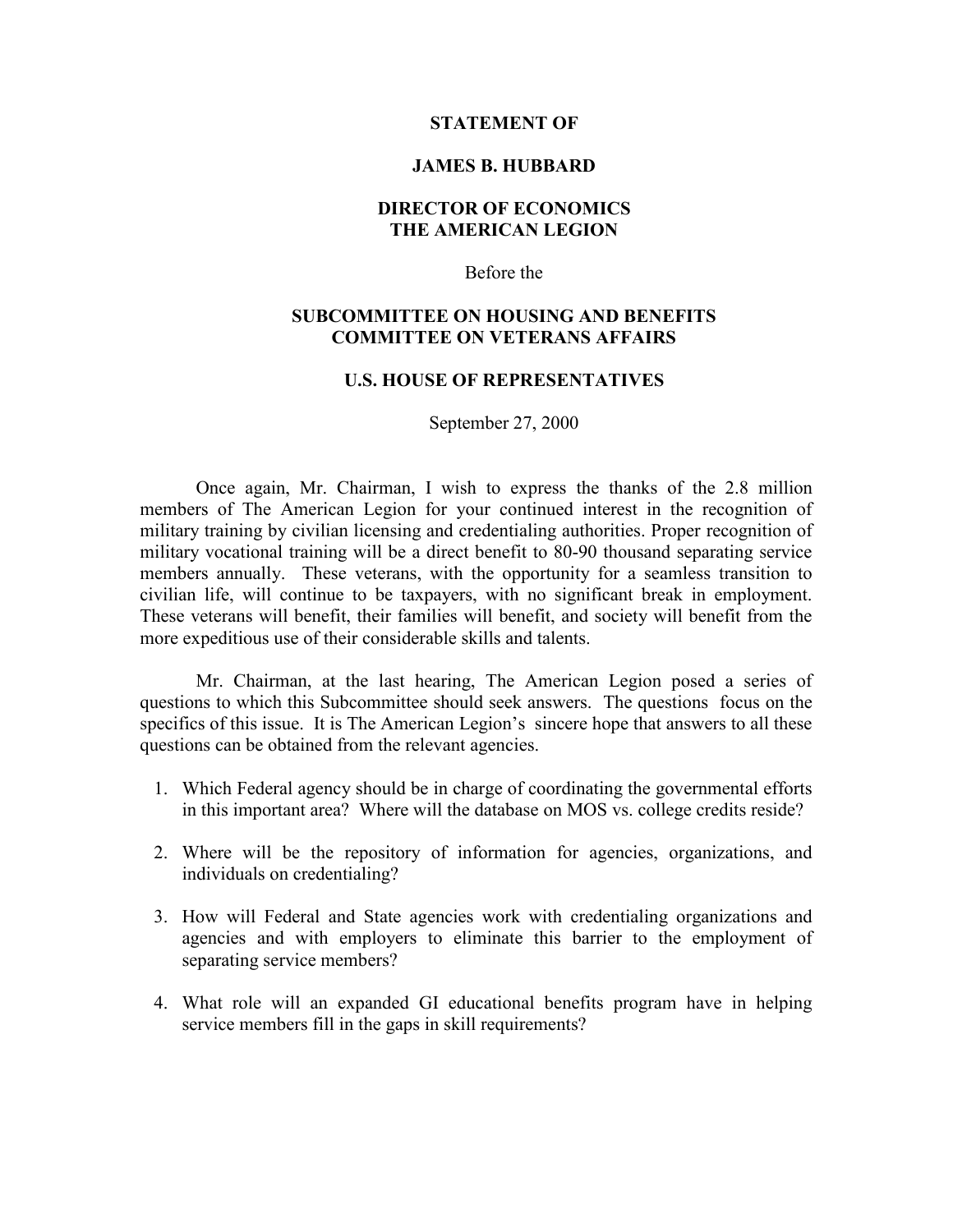**STATEMENT OF**

**JAMES B. HUBBARD**

**DIRECTOR OF ECONOMICS**
**THE AMERICAN LEGION**

Before the

**SUBCOMMITTEE ON HOUSING AND BENEFITS**
**COMMITTEE ON VETERANS AFFAIRS**

**U.S. HOUSE OF REPRESENTATIVES**

September 27, 2000

Once again, Mr. Chairman, I wish to express the thanks of the 2.8 million members of The American Legion for your continued interest in the recognition of military training by civilian licensing and credentialing authorities. Proper recognition of military vocational training will be a direct benefit to 80-90 thousand separating service members annually. These veterans, with the opportunity for a seamless transition to civilian life, will continue to be taxpayers, with no significant break in employment. These veterans will benefit, their families will benefit, and society will benefit from the more expeditious use of their considerable skills and talents.

Mr. Chairman, at the last hearing, The American Legion posed a series of questions to which this Subcommittee should seek answers. The questions focus on the specifics of this issue. It is The American Legion's sincere hope that answers to all these questions can be obtained from the relevant agencies.

1. Which Federal agency should be in charge of coordinating the governmental efforts in this important area? Where will the database on MOS vs. college credits reside?
2. Where will be the repository of information for agencies, organizations, and individuals on credentialing?
3. How will Federal and State agencies work with credentialing organizations and agencies and with employers to eliminate this barrier to the employment of separating service members?
4. What role will an expanded GI educational benefits program have in helping service members fill in the gaps in skill requirements?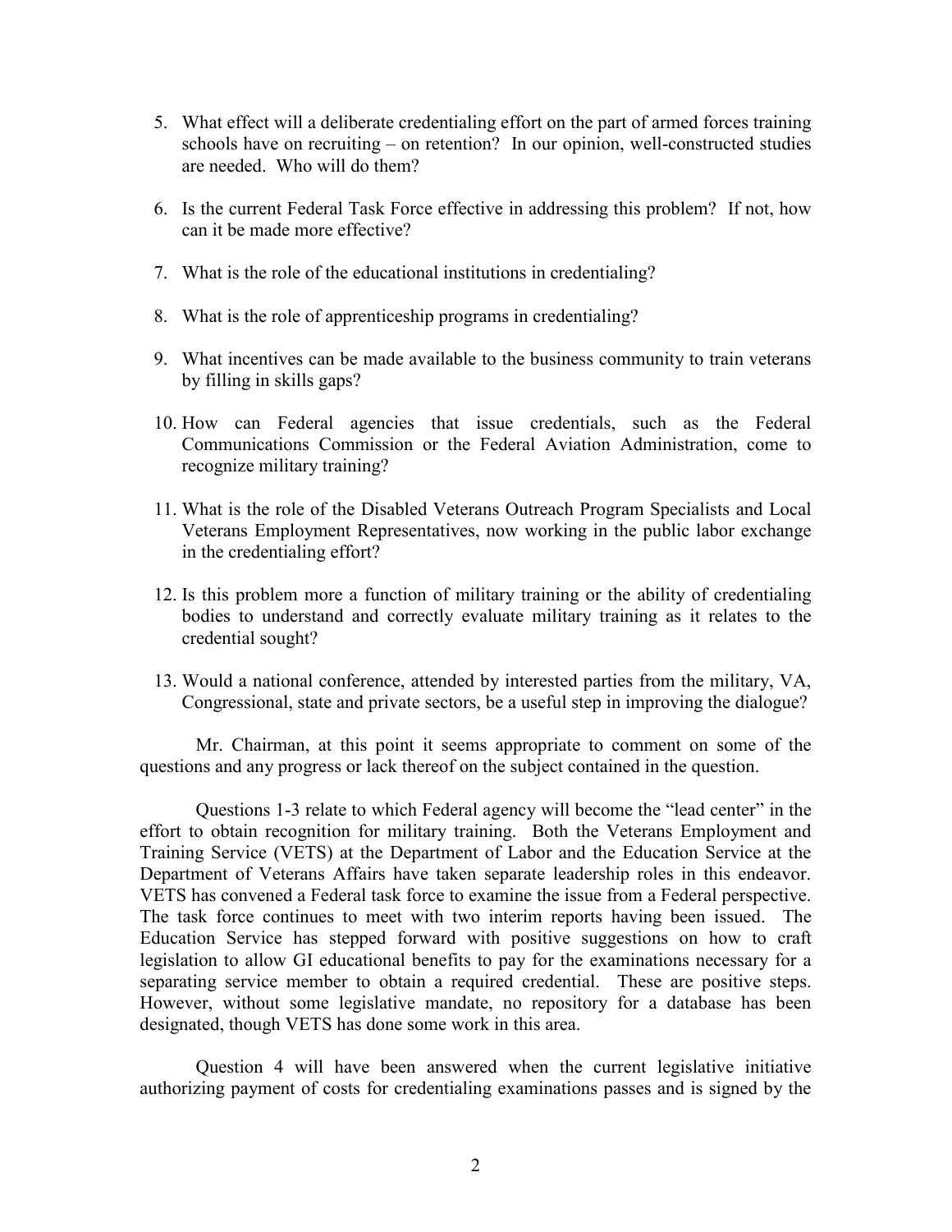5. What effect will a deliberate credentialing effort on the part of armed forces training schools have on recruiting – on retention? In our opinion, well-constructed studies are needed. Who will do them?

6. Is the current Federal Task Force effective in addressing this problem? If not, how can it be made more effective?

7. What is the role of the educational institutions in credentialing?

8. What is the role of apprenticeship programs in credentialing?

9. What incentives can be made available to the business community to train veterans by filling in skills gaps?

10. How can Federal agencies that issue credentials, such as the Federal Communications Commission or the Federal Aviation Administration, come to recognize military training?

11. What is the role of the Disabled Veterans Outreach Program Specialists and Local Veterans Employment Representatives, now working in the public labor exchange in the credentialing effort?

12. Is this problem more a function of military training or the ability of credentialing bodies to understand and correctly evaluate military training as it relates to the credential sought?

13. Would a national conference, attended by interested parties from the military, VA, Congressional, state and private sectors, be a useful step in improving the dialogue?

Mr. Chairman, at this point it seems appropriate to comment on some of the questions and any progress or lack thereof on the subject contained in the question.

Questions 1-3 relate to which Federal agency will become the "lead center" in the effort to obtain recognition for military training. Both the Veterans Employment and Training Service (VETS) at the Department of Labor and the Education Service at the Department of Veterans Affairs have taken separate leadership roles in this endeavor. VETS has convened a Federal task force to examine the issue from a Federal perspective. The task force continues to meet with two interim reports having been issued. The Education Service has stepped forward with positive suggestions on how to craft legislation to allow GI educational benefits to pay for the examinations necessary for a separating service member to obtain a required credential. These are positive steps. However, without some legislative mandate, no repository for a database has been designated, though VETS has done some work in this area.

Question 4 will have been answered when the current legislative initiative authorizing payment of costs for credentialing examinations passes and is signed by the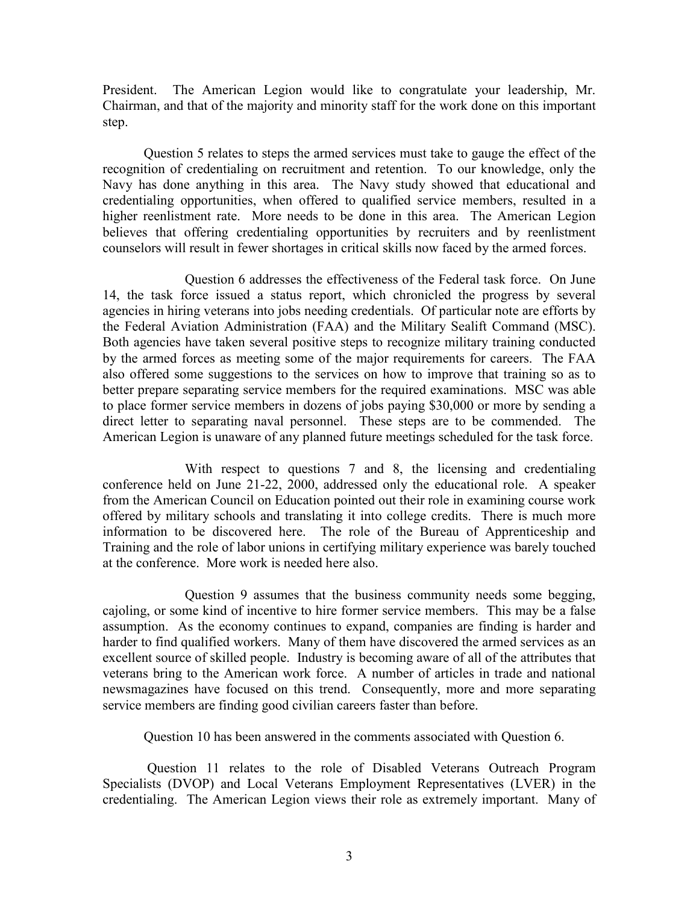President. The American Legion would like to congratulate your leadership, Mr. Chairman, and that of the majority and minority staff for the work done on this important step.

Question 5 relates to steps the armed services must take to gauge the effect of the recognition of credentialing on recruitment and retention. To our knowledge, only the Navy has done anything in this area. The Navy study showed that educational and credentialing opportunities, when offered to qualified service members, resulted in a higher reenlistment rate. More needs to be done in this area. The American Legion believes that offering credentialing opportunities by recruiters and by reenlistment counselors will result in fewer shortages in critical skills now faced by the armed forces.

Question 6 addresses the effectiveness of the Federal task force. On June 14, the task force issued a status report, which chronicled the progress by several agencies in hiring veterans into jobs needing credentials. Of particular note are efforts by the Federal Aviation Administration (FAA) and the Military Sealift Command (MSC). Both agencies have taken several positive steps to recognize military training conducted by the armed forces as meeting some of the major requirements for careers. The FAA also offered some suggestions to the services on how to improve that training so as to better prepare separating service members for the required examinations. MSC was able to place former service members in dozens of jobs paying $30,000 or more by sending a direct letter to separating naval personnel. These steps are to be commended. The American Legion is unaware of any planned future meetings scheduled for the task force.

With respect to questions 7 and 8, the licensing and credentialing conference held on June 21-22, 2000, addressed only the educational role. A speaker from the American Council on Education pointed out their role in examining course work offered by military schools and translating it into college credits. There is much more information to be discovered here. The role of the Bureau of Apprenticeship and Training and the role of labor unions in certifying military experience was barely touched at the conference. More work is needed here also.

Question 9 assumes that the business community needs some begging, cajoling, or some kind of incentive to hire former service members. This may be a false assumption. As the economy continues to expand, companies are finding is harder and harder to find qualified workers. Many of them have discovered the armed services as an excellent source of skilled people. Industry is becoming aware of all of the attributes that veterans bring to the American work force. A number of articles in trade and national newsmagazines have focused on this trend. Consequently, more and more separating service members are finding good civilian careers faster than before.

Question 10 has been answered in the comments associated with Question 6.

Question 11 relates to the role of Disabled Veterans Outreach Program Specialists (DVOP) and Local Veterans Employment Representatives (LVER) in the credentialing. The American Legion views their role as extremely important. Many of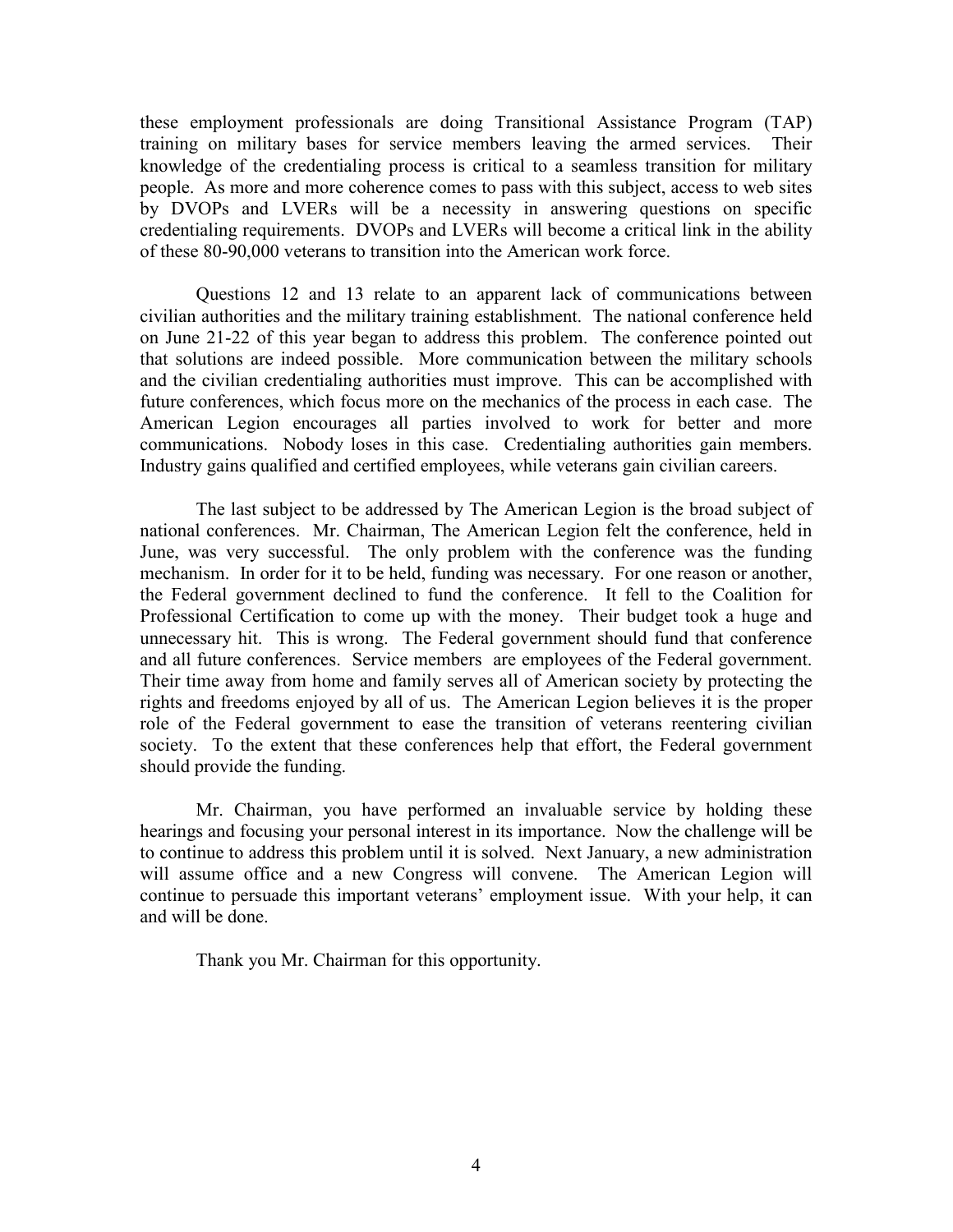these employment professionals are doing Transitional Assistance Program (TAP) training on military bases for service members leaving the armed services. Their knowledge of the credentialing process is critical to a seamless transition for military people. As more and more coherence comes to pass with this subject, access to web sites by DVOPs and LVERs will be a necessity in answering questions on specific credentialing requirements. DVOPs and LVERs will become a critical link in the ability of these 80-90,000 veterans to transition into the American work force.

Questions 12 and 13 relate to an apparent lack of communications between civilian authorities and the military training establishment. The national conference held on June 21-22 of this year began to address this problem. The conference pointed out that solutions are indeed possible. More communication between the military schools and the civilian credentialing authorities must improve. This can be accomplished with future conferences, which focus more on the mechanics of the process in each case. The American Legion encourages all parties involved to work for better and more communications. Nobody loses in this case. Credentialing authorities gain members. Industry gains qualified and certified employees, while veterans gain civilian careers.

The last subject to be addressed by The American Legion is the broad subject of national conferences. Mr. Chairman, The American Legion felt the conference, held in June, was very successful. The only problem with the conference was the funding mechanism. In order for it to be held, funding was necessary. For one reason or another, the Federal government declined to fund the conference. It fell to the Coalition for Professional Certification to come up with the money. Their budget took a huge and unnecessary hit. This is wrong. The Federal government should fund that conference and all future conferences. Service members are employees of the Federal government. Their time away from home and family serves all of American society by protecting the rights and freedoms enjoyed by all of us. The American Legion believes it is the proper role of the Federal government to ease the transition of veterans reentering civilian society. To the extent that these conferences help that effort, the Federal government should provide the funding.

Mr. Chairman, you have performed an invaluable service by holding these hearings and focusing your personal interest in its importance. Now the challenge will be to continue to address this problem until it is solved. Next January, a new administration will assume office and a new Congress will convene. The American Legion will continue to persuade this important veterans' employment issue. With your help, it can and will be done.

Thank you Mr. Chairman for this opportunity.